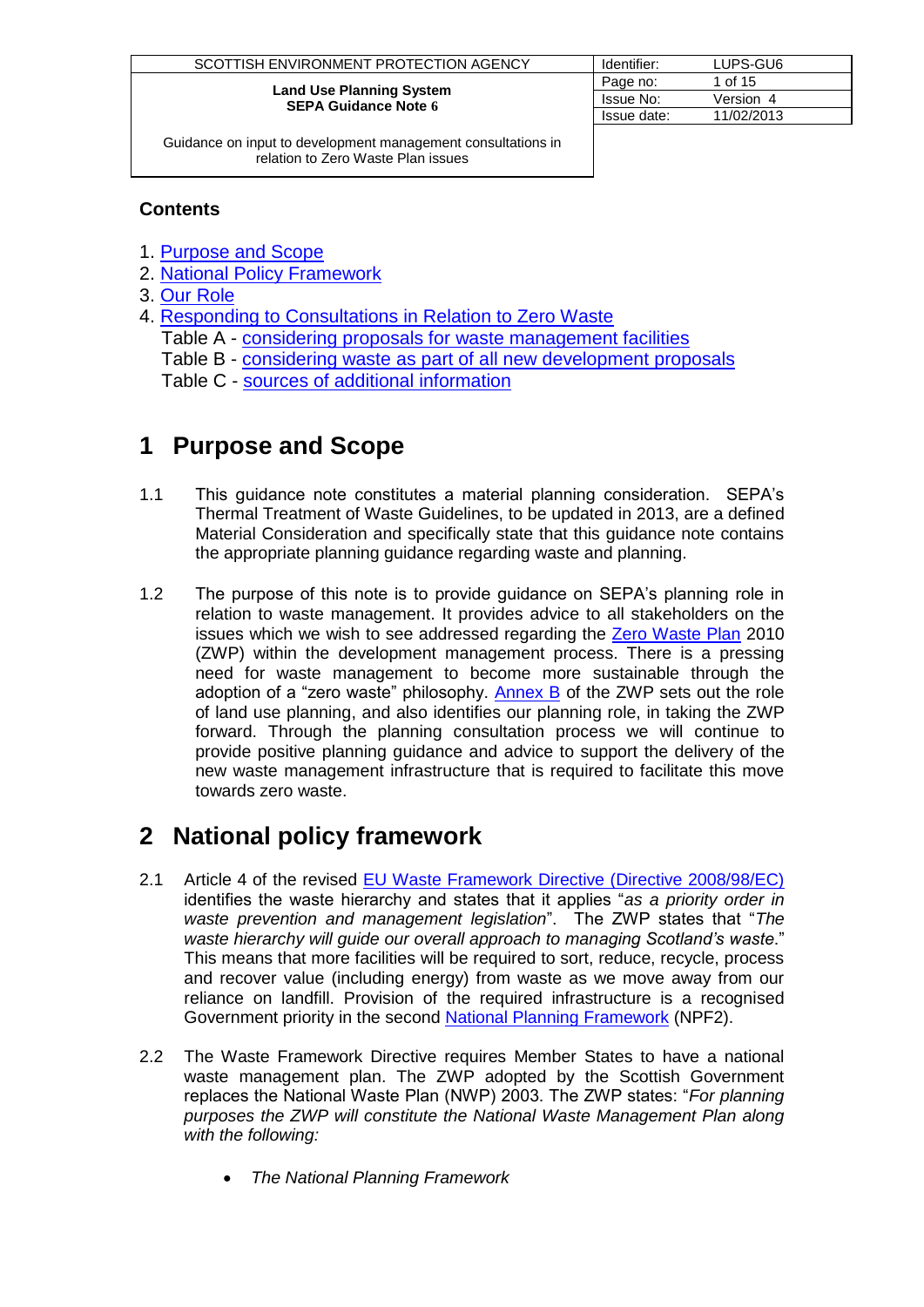| SCOTTISH ENVIRONMENT PROTECTION AGENCY | Identifier: | LUPS-GU6 |
|---|---|---|
| **Land Use Planning System**<br>**SEPA Guidance Note 6** | Page no: | 1 of 15 |
| | Issue No: | Version 4 |
| | Issue date: | 11/02/2013 |
| Guidance on input to development management consultations in relation to Zero Waste Plan issues | | |

**Contents**

1. Purpose and Scope
2. National Policy Framework
3. Our Role
4. Responding to Consultations in Relation to Zero Waste
   Table A - considering proposals for waste management facilities
   Table B - considering waste as part of all new development proposals
   Table C - sources of additional information

# 1 Purpose and Scope

1.1 This guidance note constitutes a material planning consideration. SEPA's Thermal Treatment of Waste Guidelines, to be updated in 2013, are a defined Material Consideration and specifically state that this guidance note contains the appropriate planning guidance regarding waste and planning.

1.2 The purpose of this note is to provide guidance on SEPA's planning role in relation to waste management. It provides advice to all stakeholders on the issues which we wish to see addressed regarding the Zero Waste Plan 2010 (ZWP) within the development management process. There is a pressing need for waste management to become more sustainable through the adoption of a "zero waste" philosophy. Annex B of the ZWP sets out the role of land use planning, and also identifies our planning role, in taking the ZWP forward. Through the planning consultation process we will continue to provide positive planning guidance and advice to support the delivery of the new waste management infrastructure that is required to facilitate this move towards zero waste.

# 2 National policy framework

2.1 Article 4 of the revised EU Waste Framework Directive (Directive 2008/98/EC) identifies the waste hierarchy and states that it applies "*as a priority order in waste prevention and management legislation*". The ZWP states that "*The waste hierarchy will guide our overall approach to managing Scotland's waste*." This means that more facilities will be required to sort, reduce, recycle, process and recover value (including energy) from waste as we move away from our reliance on landfill. Provision of the required infrastructure is a recognised Government priority in the second National Planning Framework (NPF2).

2.2 The Waste Framework Directive requires Member States to have a national waste management plan. The ZWP adopted by the Scottish Government replaces the National Waste Plan (NWP) 2003. The ZWP states: "*For planning purposes the ZWP will constitute the National Waste Management Plan along with the following:*

- *The National Planning Framework*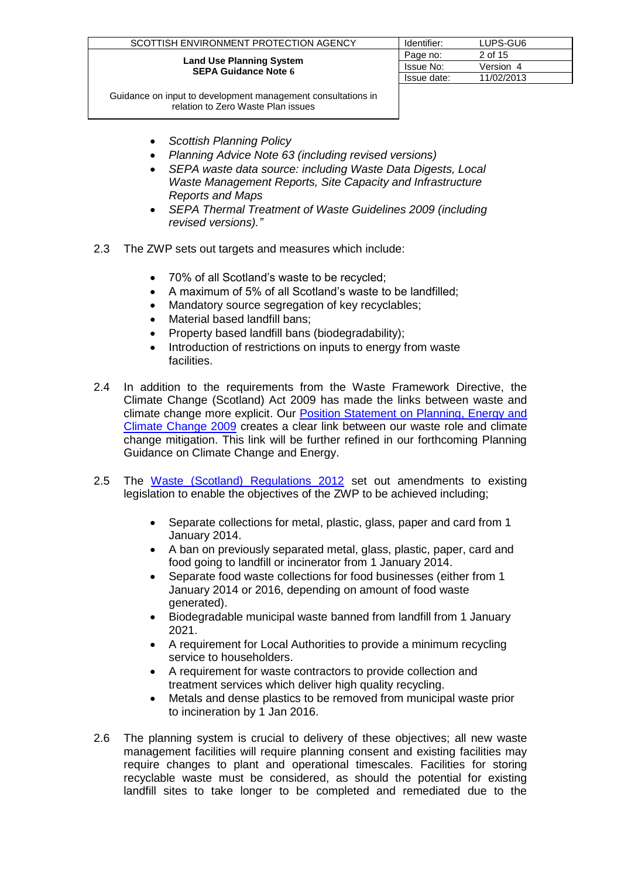- *Scottish Planning Policy*
- *Planning Advice Note 63 (including revised versions)*
- *SEPA waste data source: including Waste Data Digests, Local Waste Management Reports, Site Capacity and Infrastructure Reports and Maps*
- *SEPA Thermal Treatment of Waste Guidelines 2009 (including revised versions)."*

2.3 The ZWP sets out targets and measures which include:

- 70% of all Scotland's waste to be recycled;
- A maximum of 5% of all Scotland's waste to be landfilled;
- Mandatory source segregation of key recyclables;
- Material based landfill bans;
- Property based landfill bans (biodegradability);
- Introduction of restrictions on inputs to energy from waste facilities.

2.4 In addition to the requirements from the Waste Framework Directive, the Climate Change (Scotland) Act 2009 has made the links between waste and climate change more explicit. Our Position Statement on Planning, Energy and Climate Change 2009 creates a clear link between our waste role and climate change mitigation. This link will be further refined in our forthcoming Planning Guidance on Climate Change and Energy.

2.5 The Waste (Scotland) Regulations 2012 set out amendments to existing legislation to enable the objectives of the ZWP to be achieved including;

- Separate collections for metal, plastic, glass, paper and card from 1 January 2014.
- A ban on previously separated metal, glass, plastic, paper, card and food going to landfill or incinerator from 1 January 2014.
- Separate food waste collections for food businesses (either from 1 January 2014 or 2016, depending on amount of food waste generated).
- Biodegradable municipal waste banned from landfill from 1 January 2021.
- A requirement for Local Authorities to provide a minimum recycling service to householders.
- A requirement for waste contractors to provide collection and treatment services which deliver high quality recycling.
- Metals and dense plastics to be removed from municipal waste prior to incineration by 1 Jan 2016.

2.6 The planning system is crucial to delivery of these objectives; all new waste management facilities will require planning consent and existing facilities may require changes to plant and operational timescales. Facilities for storing recyclable waste must be considered, as should the potential for existing landfill sites to take longer to be completed and remediated due to the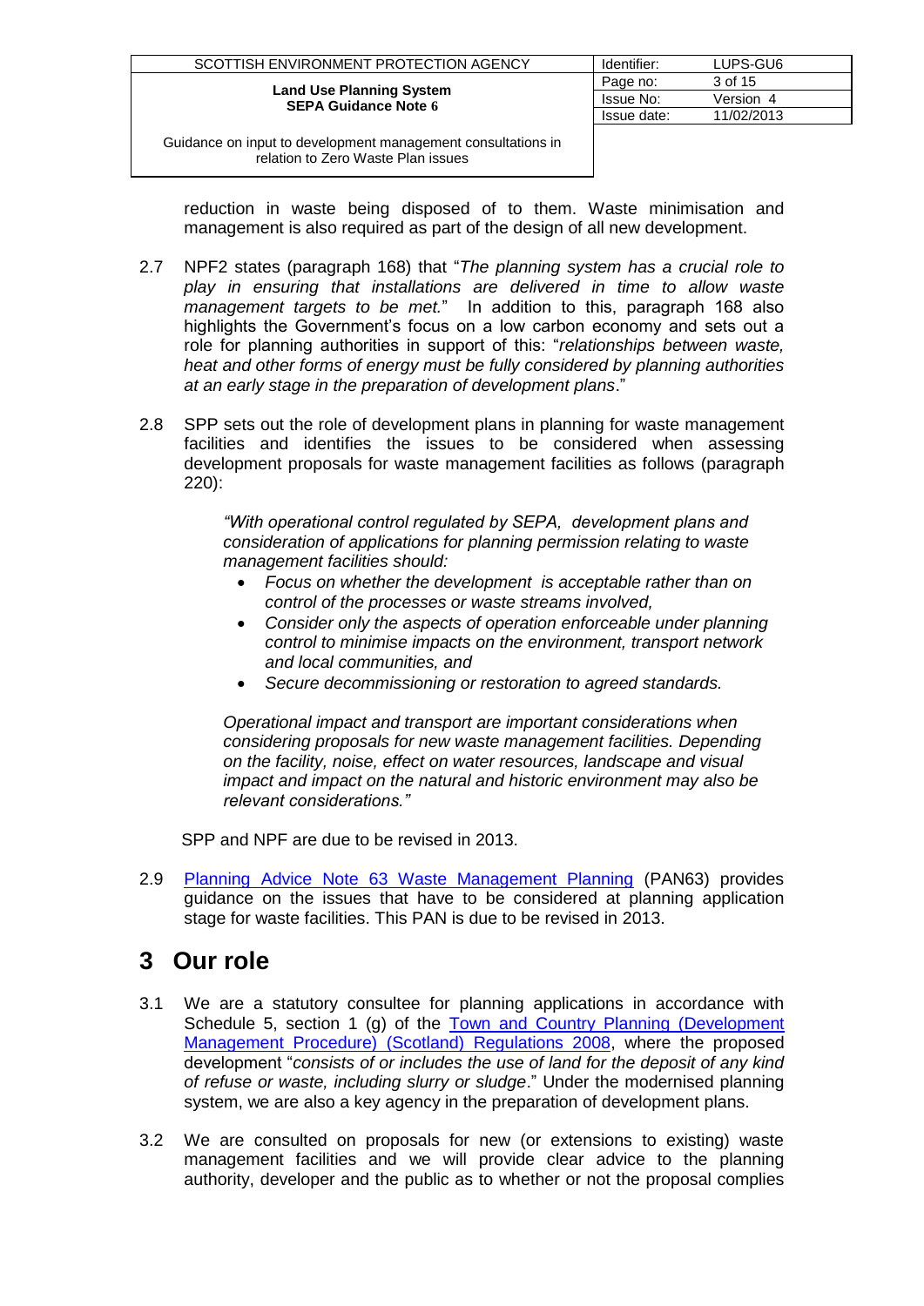reduction in waste being disposed of to them. Waste minimisation and management is also required as part of the design of all new development.

2.7 NPF2 states (paragraph 168) that "*The planning system has a crucial role to play in ensuring that installations are delivered in time to allow waste management targets to be met.*" In addition to this, paragraph 168 also highlights the Government's focus on a low carbon economy and sets out a role for planning authorities in support of this: "*relationships between waste, heat and other forms of energy must be fully considered by planning authorities at an early stage in the preparation of development plans*."

2.8 SPP sets out the role of development plans in planning for waste management facilities and identifies the issues to be considered when assessing development proposals for waste management facilities as follows (paragraph 220):

> *"With operational control regulated by SEPA, development plans and consideration of applications for planning permission relating to waste management facilities should:*
>
> - *Focus on whether the development is acceptable rather than on control of the processes or waste streams involved,*
> - *Consider only the aspects of operation enforceable under planning control to minimise impacts on the environment, transport network and local communities, and*
> - *Secure decommissioning or restoration to agreed standards.*
>
> *Operational impact and transport are important considerations when considering proposals for new waste management facilities. Depending on the facility, noise, effect on water resources, landscape and visual impact and impact on the natural and historic environment may also be relevant considerations."*

SPP and NPF are due to be revised in 2013.

2.9 Planning Advice Note 63 Waste Management Planning (PAN63) provides guidance on the issues that have to be considered at planning application stage for waste facilities. This PAN is due to be revised in 2013.

# 3 Our role

3.1 We are a statutory consultee for planning applications in accordance with Schedule 5, section 1 (g) of the Town and Country Planning (Development Management Procedure) (Scotland) Regulations 2008, where the proposed development "*consists of or includes the use of land for the deposit of any kind of refuse or waste, including slurry or sludge*." Under the modernised planning system, we are also a key agency in the preparation of development plans.

3.2 We are consulted on proposals for new (or extensions to existing) waste management facilities and we will provide clear advice to the planning authority, developer and the public as to whether or not the proposal complies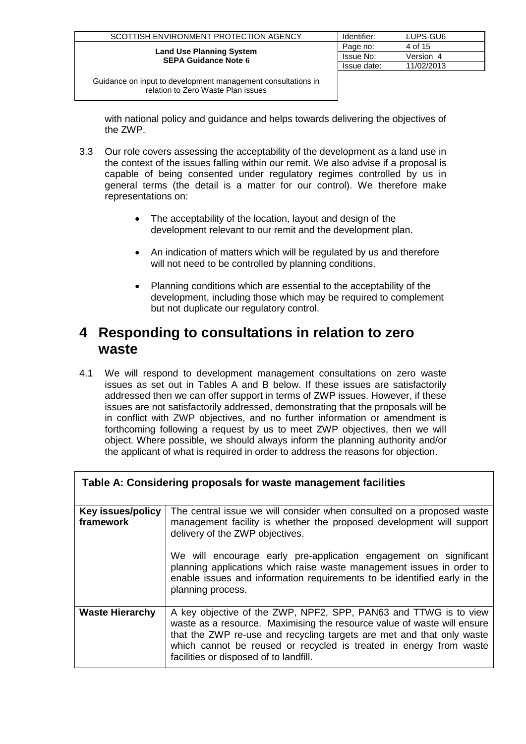with national policy and guidance and helps towards delivering the objectives of the ZWP.

3.3 Our role covers assessing the acceptability of the development as a land use in the context of the issues falling within our remit. We also advise if a proposal is capable of being consented under regulatory regimes controlled by us in general terms (the detail is a matter for our control). We therefore make representations on:

- The acceptability of the location, layout and design of the development relevant to our remit and the development plan.
- An indication of matters which will be regulated by us and therefore will not need to be controlled by planning conditions.
- Planning conditions which are essential to the acceptability of the development, including those which may be required to complement but not duplicate our regulatory control.

# 4 Responding to consultations in relation to zero waste

4.1 We will respond to development management consultations on zero waste issues as set out in Tables A and B below. If these issues are satisfactorily addressed then we can offer support in terms of ZWP issues. However, if these issues are not satisfactorily addressed, demonstrating that the proposals will be in conflict with ZWP objectives, and no further information or amendment is forthcoming following a request by us to meet ZWP objectives, then we will object. Where possible, we should always inform the planning authority and/or the applicant of what is required in order to address the reasons for objection.

| Table A: Considering proposals for waste management facilities | |
|---|---|
| **Key issues/policy framework** | The central issue we will consider when consulted on a proposed waste management facility is whether the proposed development will support delivery of the ZWP objectives.<br><br>We will encourage early pre-application engagement on significant planning applications which raise waste management issues in order to enable issues and information requirements to be identified early in the planning process. |
| **Waste Hierarchy** | A key objective of the ZWP, NPF2, SPP, PAN63 and TTWG is to view waste as a resource. Maximising the resource value of waste will ensure that the ZWP re-use and recycling targets are met and that only waste which cannot be reused or recycled is treated in energy from waste facilities or disposed of to landfill. |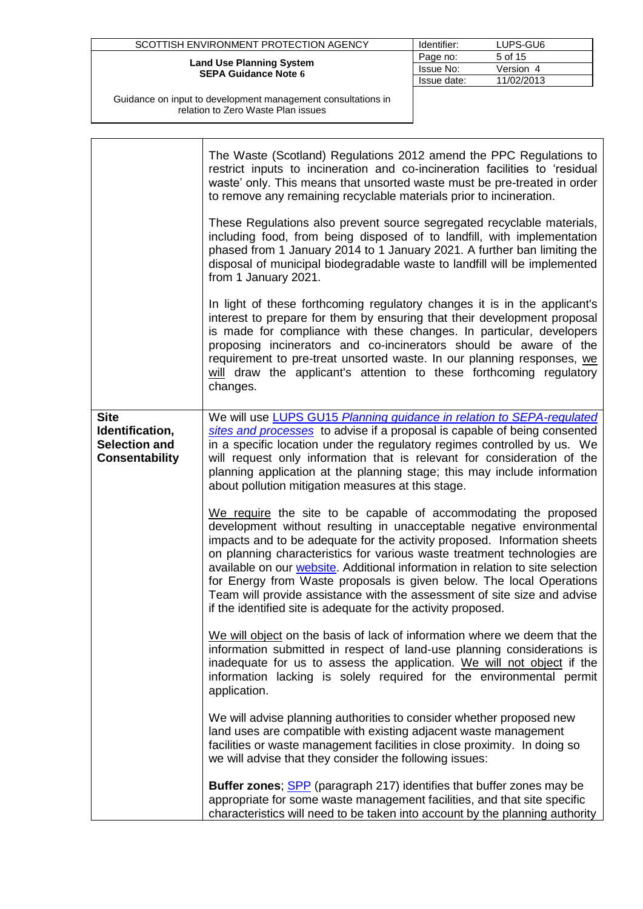| | |
|---|---|
| | The Waste (Scotland) Regulations 2012 amend the PPC Regulations to restrict inputs to incineration and co-incineration facilities to 'residual waste' only. This means that unsorted waste must be pre-treated in order to remove any remaining recyclable materials prior to incineration.<br><br>These Regulations also prevent source segregated recyclable materials, including food, from being disposed of to landfill, with implementation phased from 1 January 2014 to 1 January 2021. A further ban limiting the disposal of municipal biodegradable waste to landfill will be implemented from 1 January 2021.<br><br>In light of these forthcoming regulatory changes it is in the applicant's interest to prepare for them by ensuring that their development proposal is made for compliance with these changes. In particular, developers proposing incinerators and co-incinerators should be aware of the requirement to pre-treat unsorted waste. In our planning responses, <u>we will</u> draw the applicant's attention to these forthcoming regulatory changes. |
| **Site Identification, Selection and Consentability** | We will use LUPS GU15 *Planning guidance in relation to SEPA-regulated sites and processes* to advise if a proposal is capable of being consented in a specific location under the regulatory regimes controlled by us. We will request only information that is relevant for consideration of the planning application at the planning stage; this may include information about pollution mitigation measures at this stage.<br><br><u>We require</u> the site to be capable of accommodating the proposed development without resulting in unacceptable negative environmental impacts and to be adequate for the activity proposed. Information sheets on planning characteristics for various waste treatment technologies are available on our website. Additional information in relation to site selection for Energy from Waste proposals is given below. The local Operations Team will provide assistance with the assessment of site size and advise if the identified site is adequate for the activity proposed.<br><br><u>We will object</u> on the basis of lack of information where we deem that the information submitted in respect of land-use planning considerations is inadequate for us to assess the application. <u>We will not object</u> if the information lacking is solely required for the environmental permit application.<br><br>We will advise planning authorities to consider whether proposed new land uses are compatible with existing adjacent waste management facilities or waste management facilities in close proximity. In doing so we will advise that they consider the following issues:<br><br>**Buffer zones**; SPP (paragraph 217) identifies that buffer zones may be appropriate for some waste management facilities, and that site specific characteristics will need to be taken into account by the planning authority |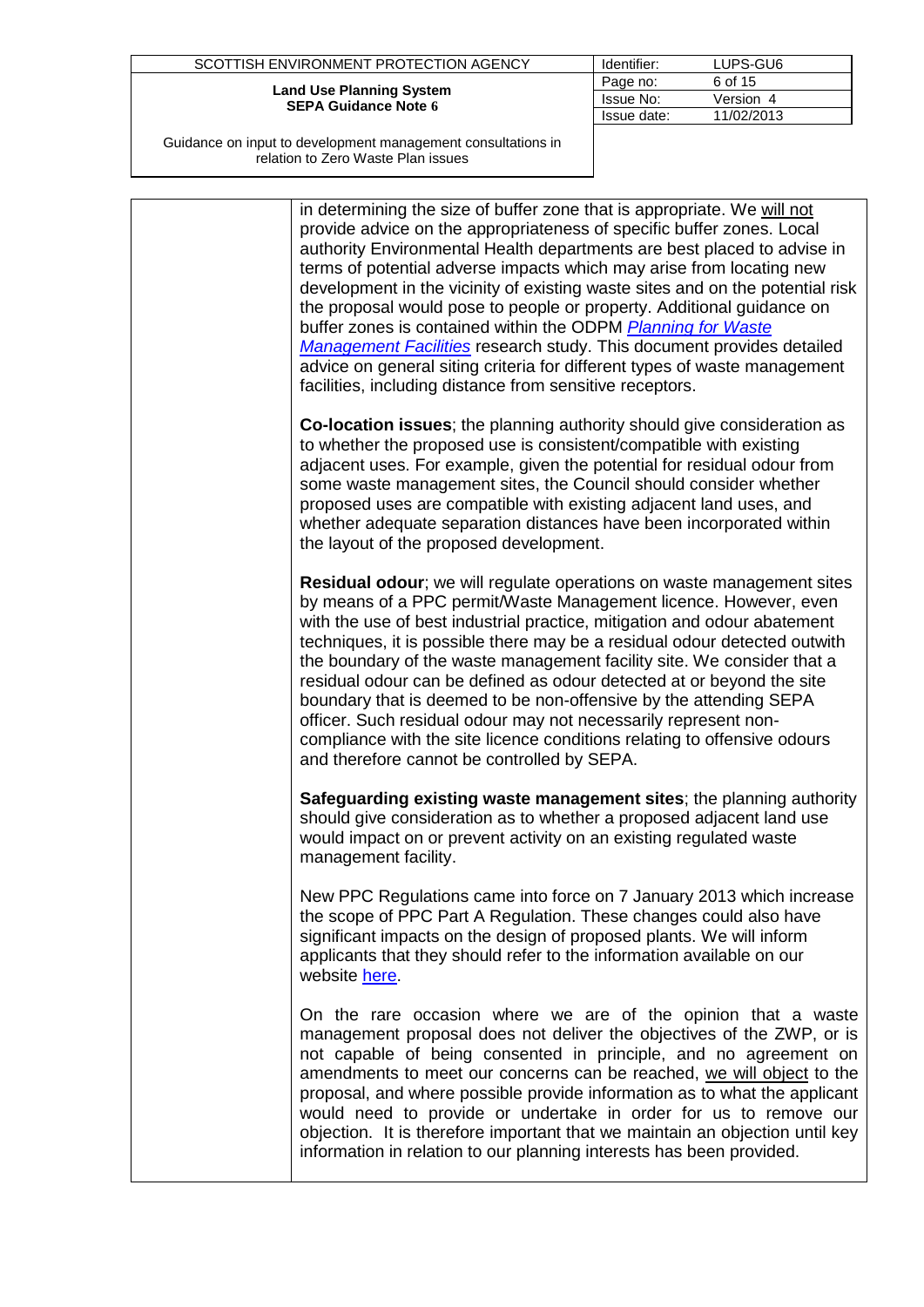in determining the size of buffer zone that is appropriate. We will not provide advice on the appropriateness of specific buffer zones. Local authority Environmental Health departments are best placed to advise in terms of potential adverse impacts which may arise from locating new development in the vicinity of existing waste sites and on the potential risk the proposal would pose to people or property. Additional guidance on buffer zones is contained within the ODPM *Planning for Waste Management Facilities* research study. This document provides detailed advice on general siting criteria for different types of waste management facilities, including distance from sensitive receptors.

**Co-location issues**; the planning authority should give consideration as to whether the proposed use is consistent/compatible with existing adjacent uses. For example, given the potential for residual odour from some waste management sites, the Council should consider whether proposed uses are compatible with existing adjacent land uses, and whether adequate separation distances have been incorporated within the layout of the proposed development.

**Residual odour**; we will regulate operations on waste management sites by means of a PPC permit/Waste Management licence. However, even with the use of best industrial practice, mitigation and odour abatement techniques, it is possible there may be a residual odour detected outwith the boundary of the waste management facility site. We consider that a residual odour can be defined as odour detected at or beyond the site boundary that is deemed to be non-offensive by the attending SEPA officer. Such residual odour may not necessarily represent non-compliance with the site licence conditions relating to offensive odours and therefore cannot be controlled by SEPA.

**Safeguarding existing waste management sites**; the planning authority should give consideration as to whether a proposed adjacent land use would impact on or prevent activity on an existing regulated waste management facility.

New PPC Regulations came into force on 7 January 2013 which increase the scope of PPC Part A Regulation. These changes could also have significant impacts on the design of proposed plants. We will inform applicants that they should refer to the information available on our website here.

On the rare occasion where we are of the opinion that a waste management proposal does not deliver the objectives of the ZWP, or is not capable of being consented in principle, and no agreement on amendments to meet our concerns can be reached, we will object to the proposal, and where possible provide information as to what the applicant would need to provide or undertake in order for us to remove our objection. It is therefore important that we maintain an objection until key information in relation to our planning interests has been provided.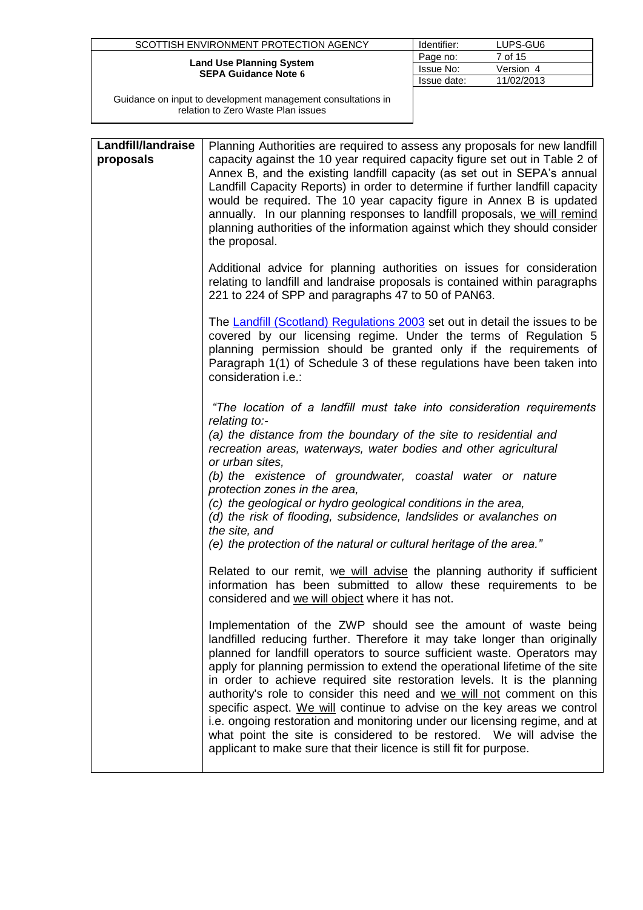| | |
|---|---|
| **Landfill/landraise proposals** | Planning Authorities are required to assess any proposals for new landfill capacity against the 10 year required capacity figure set out in Table 2 of Annex B, and the existing landfill capacity (as set out in SEPA's annual Landfill Capacity Reports) in order to determine if further landfill capacity would be required. The 10 year capacity figure in Annex B is updated annually. In our planning responses to landfill proposals, <u>we will remind</u> planning authorities of the information against which they should consider the proposal.<br><br>Additional advice for planning authorities on issues for consideration relating to landfill and landraise proposals is contained within paragraphs 221 to 224 of SPP and paragraphs 47 to 50 of PAN63.<br><br>The [Landfill (Scotland) Regulations 2003]() set out in detail the issues to be covered by our licensing regime. Under the terms of Regulation 5 planning permission should be granted only if the requirements of Paragraph 1(1) of Schedule 3 of these regulations have been taken into consideration i.e.:<br><br>*"The location of a landfill must take into consideration requirements relating to:-*<br>*(a) the distance from the boundary of the site to residential and recreation areas, waterways, water bodies and other agricultural or urban sites,*<br>*(b) the existence of groundwater, coastal water or nature protection zones in the area,*<br>*(c) the geological or hydro geological conditions in the area,*<br>*(d) the risk of flooding, subsidence, landslides or avalanches on the site, and*<br>*(e) the protection of the natural or cultural heritage of the area."*<br><br>Related to our remit, <u>we will advise</u> the planning authority if sufficient information has been submitted to allow these requirements to be considered and <u>we will object</u> where it has not.<br><br>Implementation of the ZWP should see the amount of waste being landfilled reducing further. Therefore it may take longer than originally planned for landfill operators to source sufficient waste. Operators may apply for planning permission to extend the operational lifetime of the site in order to achieve required site restoration levels. It is the planning authority's role to consider this need and <u>we will not</u> comment on this specific aspect. <u>We will</u> continue to advise on the key areas we control i.e. ongoing restoration and monitoring under our licensing regime, and at what point the site is considered to be restored. We will advise the applicant to make sure that their licence is still fit for purpose. |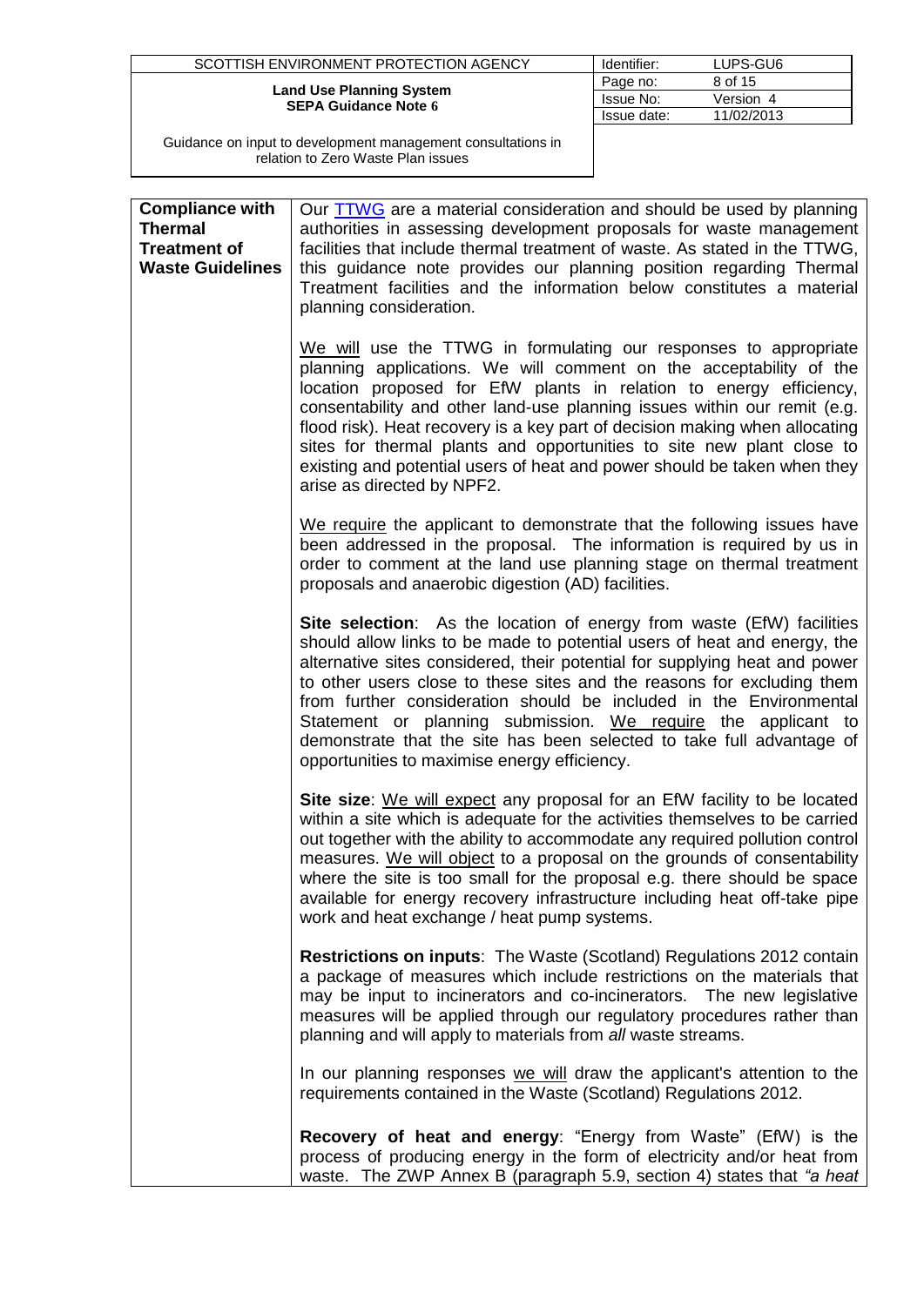| | |
|---|---|
| **Compliance with Thermal Treatment of Waste Guidelines** | Our TTWG are a material consideration and should be used by planning authorities in assessing development proposals for waste management facilities that include thermal treatment of waste. As stated in the TTWG, this guidance note provides our planning position regarding Thermal Treatment facilities and the information below constitutes a material planning consideration.<br><br>We will use the TTWG in formulating our responses to appropriate planning applications. We will comment on the acceptability of the location proposed for EfW plants in relation to energy efficiency, consentability and other land-use planning issues within our remit (e.g. flood risk). Heat recovery is a key part of decision making when allocating sites for thermal plants and opportunities to site new plant close to existing and potential users of heat and power should be taken when they arise as directed by NPF2.<br><br>We require the applicant to demonstrate that the following issues have been addressed in the proposal. The information is required by us in order to comment at the land use planning stage on thermal treatment proposals and anaerobic digestion (AD) facilities.<br><br>**Site selection**: As the location of energy from waste (EfW) facilities should allow links to be made to potential users of heat and energy, the alternative sites considered, their potential for supplying heat and power to other users close to these sites and the reasons for excluding them from further consideration should be included in the Environmental Statement or planning submission. We require the applicant to demonstrate that the site has been selected to take full advantage of opportunities to maximise energy efficiency.<br><br>**Site size**: We will expect any proposal for an EfW facility to be located within a site which is adequate for the activities themselves to be carried out together with the ability to accommodate any required pollution control measures. We will object to a proposal on the grounds of consentability where the site is too small for the proposal e.g. there should be space available for energy recovery infrastructure including heat off-take pipe work and heat exchange / heat pump systems.<br><br>**Restrictions on inputs**: The Waste (Scotland) Regulations 2012 contain a package of measures which include restrictions on the materials that may be input to incinerators and co-incinerators. The new legislative measures will be applied through our regulatory procedures rather than planning and will apply to materials from *all* waste streams.<br><br>In our planning responses we will draw the applicant's attention to the requirements contained in the Waste (Scotland) Regulations 2012.<br><br>**Recovery of heat and energy**: "Energy from Waste" (EfW) is the process of producing energy in the form of electricity and/or heat from waste. The ZWP Annex B (paragraph 5.9, section 4) states that *"a heat* |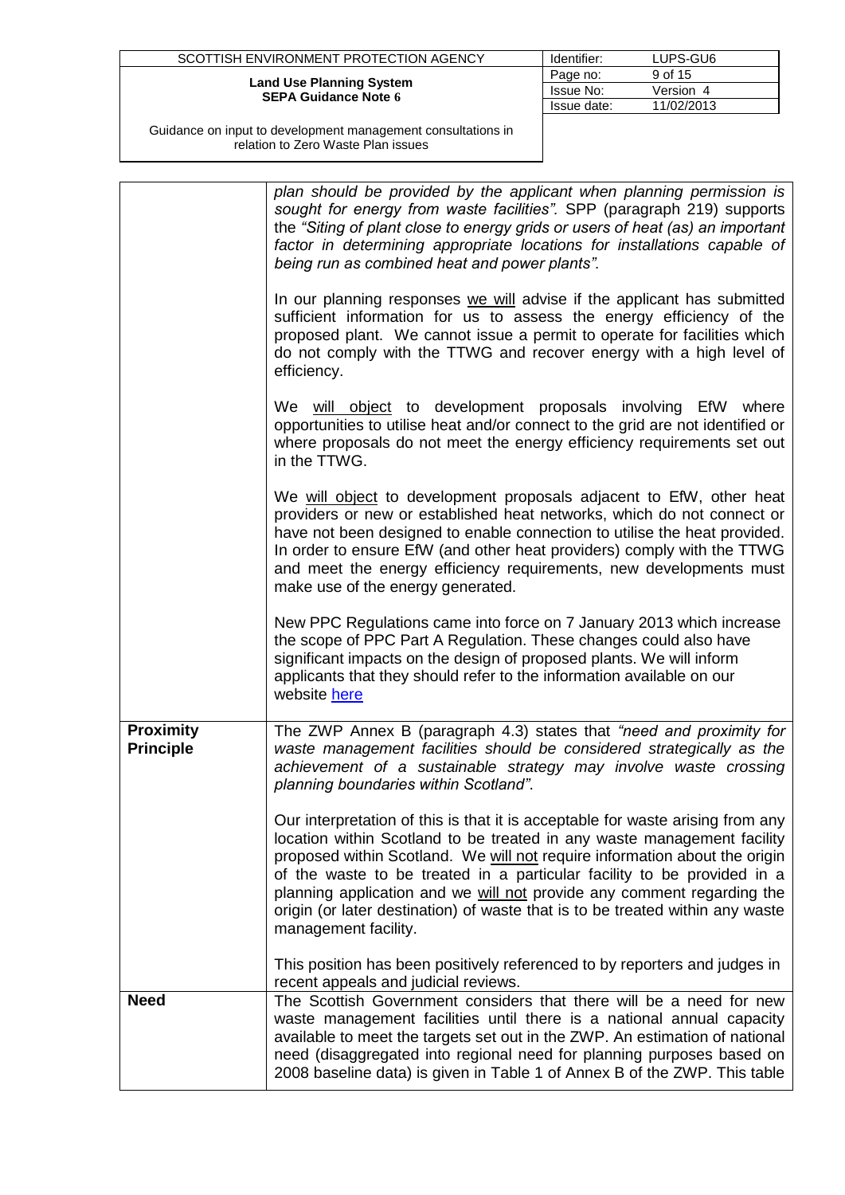| | |
|---|---|
| | *plan should be provided by the applicant when planning permission is sought for energy from waste facilities".* SPP (paragraph 219) supports the *"Siting of plant close to energy grids or users of heat (as) an important factor in determining appropriate locations for installations capable of being run as combined heat and power plants".*<br><br>In our planning responses <u>we will</u> advise if the applicant has submitted sufficient information for us to assess the energy efficiency of the proposed plant. We cannot issue a permit to operate for facilities which do not comply with the TTWG and recover energy with a high level of efficiency.<br><br>We <u>will object</u> to development proposals involving EfW where opportunities to utilise heat and/or connect to the grid are not identified or where proposals do not meet the energy efficiency requirements set out in the TTWG.<br><br>We <u>will object</u> to development proposals adjacent to EfW, other heat providers or new or established heat networks, which do not connect or have not been designed to enable connection to utilise the heat provided. In order to ensure EfW (and other heat providers) comply with the TTWG and meet the energy efficiency requirements, new developments must make use of the energy generated.<br><br>New PPC Regulations came into force on 7 January 2013 which increase the scope of PPC Part A Regulation. These changes could also have significant impacts on the design of proposed plants. We will inform applicants that they should refer to the information available on our website <u>here</u> |
| **Proximity Principle** | The ZWP Annex B (paragraph 4.3) states that *"need and proximity for waste management facilities should be considered strategically as the achievement of a sustainable strategy may involve waste crossing planning boundaries within Scotland".*<br><br>Our interpretation of this is that it is acceptable for waste arising from any location within Scotland to be treated in any waste management facility proposed within Scotland. We <u>will not</u> require information about the origin of the waste to be treated in a particular facility to be provided in a planning application and we <u>will not</u> provide any comment regarding the origin (or later destination) of waste that is to be treated within any waste management facility.<br><br>This position has been positively referenced to by reporters and judges in recent appeals and judicial reviews. |
| **Need** | The Scottish Government considers that there will be a need for new waste management facilities until there is a national annual capacity available to meet the targets set out in the ZWP. An estimation of national need (disaggregated into regional need for planning purposes based on 2008 baseline data) is given in Table 1 of Annex B of the ZWP. This table |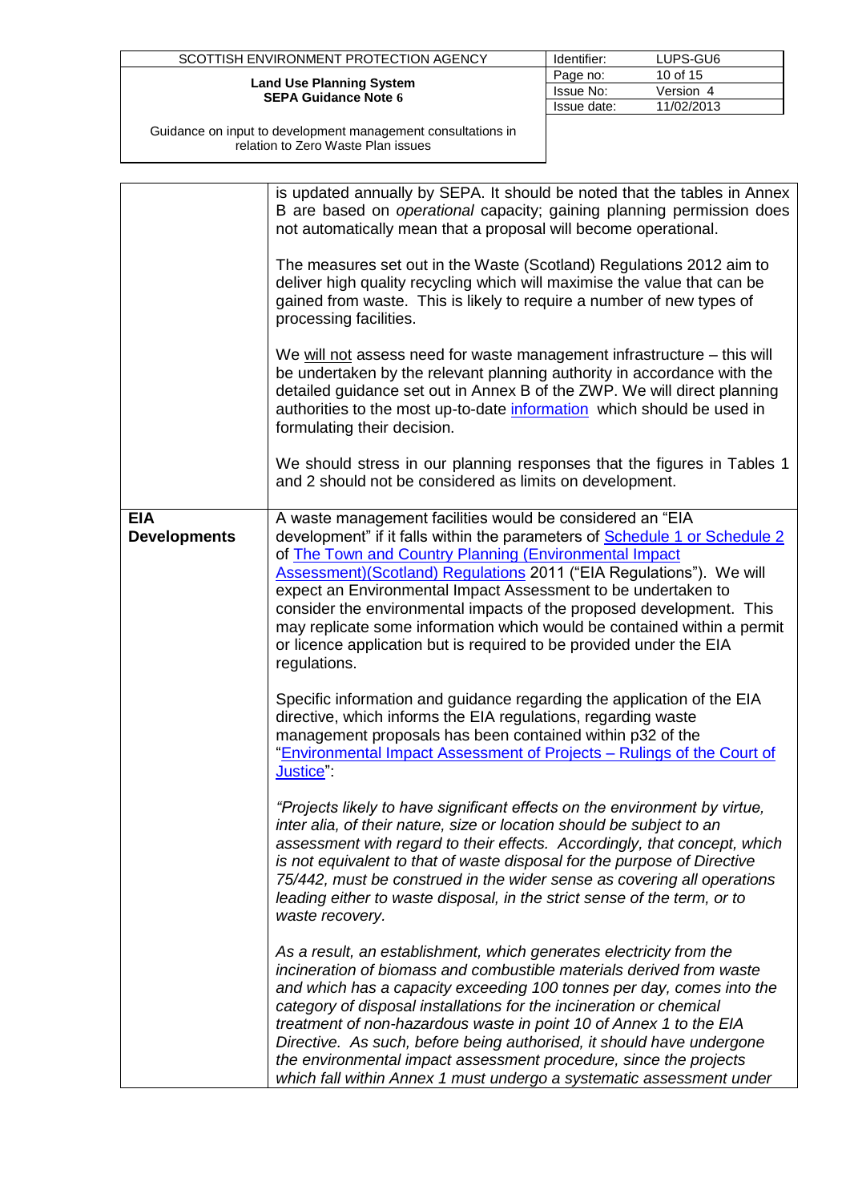| | |
|---|---|
| | is updated annually by SEPA. It should be noted that the tables in Annex B are based on *operational* capacity; gaining planning permission does not automatically mean that a proposal will become operational.<br><br>The measures set out in the Waste (Scotland) Regulations 2012 aim to deliver high quality recycling which will maximise the value that can be gained from waste. This is likely to require a number of new types of processing facilities.<br><br>We will not assess need for waste management infrastructure – this will be undertaken by the relevant planning authority in accordance with the detailed guidance set out in Annex B of the ZWP. We will direct planning authorities to the most up-to-date information which should be used in formulating their decision.<br><br>We should stress in our planning responses that the figures in Tables 1 and 2 should not be considered as limits on development. |
| **EIA Developments** | A waste management facilities would be considered an "EIA development" if it falls within the parameters of Schedule 1 or Schedule 2 of The Town and Country Planning (Environmental Impact Assessment)(Scotland) Regulations 2011 ("EIA Regulations"). We will expect an Environmental Impact Assessment to be undertaken to consider the environmental impacts of the proposed development. This may replicate some information which would be contained within a permit or licence application but is required to be provided under the EIA regulations.<br><br>Specific information and guidance regarding the application of the EIA directive, which informs the EIA regulations, regarding waste management proposals has been contained within p32 of the "Environmental Impact Assessment of Projects – Rulings of the Court of Justice":<br><br>*"Projects likely to have significant effects on the environment by virtue, inter alia, of their nature, size or location should be subject to an assessment with regard to their effects. Accordingly, that concept, which is not equivalent to that of waste disposal for the purpose of Directive 75/442, must be construed in the wider sense as covering all operations leading either to waste disposal, in the strict sense of the term, or to waste recovery.*<br><br>*As a result, an establishment, which generates electricity from the incineration of biomass and combustible materials derived from waste and which has a capacity exceeding 100 tonnes per day, comes into the category of disposal installations for the incineration or chemical treatment of non-hazardous waste in point 10 of Annex 1 to the EIA Directive. As such, before being authorised, it should have undergone the environmental impact assessment procedure, since the projects which fall within Annex 1 must undergo a systematic assessment under* |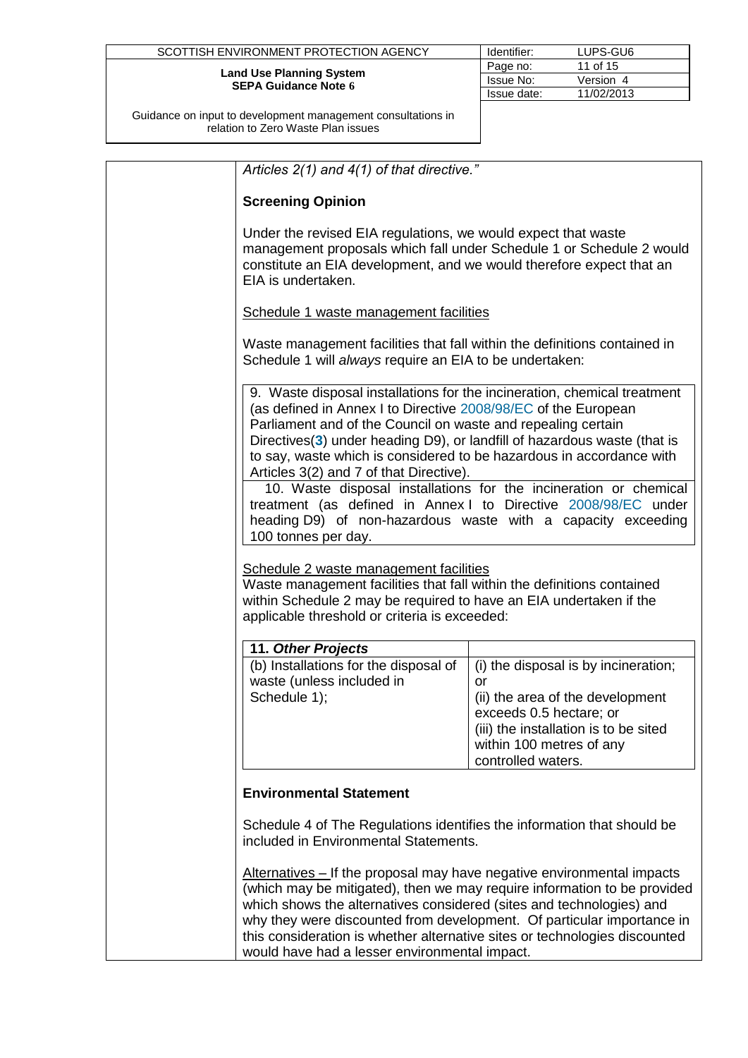*Articles 2(1) and 4(1) of that directive."*

**Screening Opinion**

Under the revised EIA regulations, we would expect that waste management proposals which fall under Schedule 1 or Schedule 2 would constitute an EIA development, and we would therefore expect that an EIA is undertaken.

Schedule 1 waste management facilities

Waste management facilities that fall within the definitions contained in Schedule 1 will *always* require an EIA to be undertaken:

9. Waste disposal installations for the incineration, chemical treatment (as defined in Annex I to Directive 2008/98/EC of the European Parliament and of the Council on waste and repealing certain Directives(**3**) under heading D9), or landfill of hazardous waste (that is to say, waste which is considered to be hazardous in accordance with Articles 3(2) and 7 of that Directive).

10. Waste disposal installations for the incineration or chemical treatment (as defined in Annex I to Directive 2008/98/EC under heading D9) of non-hazardous waste with a capacity exceeding 100 tonnes per day.

Schedule 2 waste management facilities

Waste management facilities that fall within the definitions contained within Schedule 2 may be required to have an EIA undertaken if the applicable threshold or criteria is exceeded:

| **11. *Other Projects*** | |
|---|---|
| (b) Installations for the disposal of waste (unless included in Schedule 1); | (i) the disposal is by incineration; or<br>(ii) the area of the development exceeds 0.5 hectare; or<br>(iii) the installation is to be sited within 100 metres of any controlled waters. |

**Environmental Statement**

Schedule 4 of The Regulations identifies the information that should be included in Environmental Statements.

Alternatives – If the proposal may have negative environmental impacts (which may be mitigated), then we may require information to be provided which shows the alternatives considered (sites and technologies) and why they were discounted from development. Of particular importance in this consideration is whether alternative sites or technologies discounted would have had a lesser environmental impact.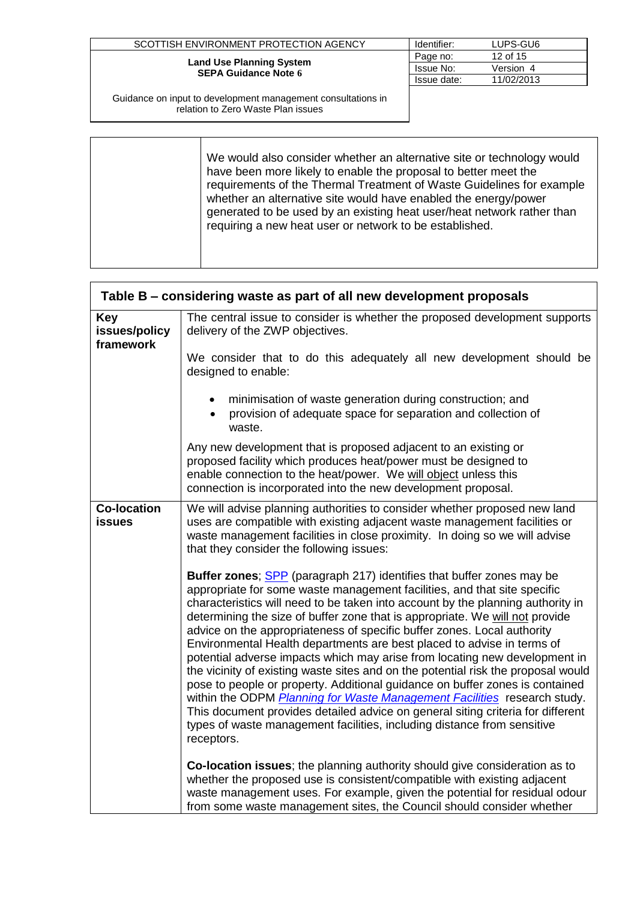| | |
|---|---|
| | We would also consider whether an alternative site or technology would have been more likely to enable the proposal to better meet the requirements of the Thermal Treatment of Waste Guidelines for example whether an alternative site would have enabled the energy/power generated to be used by an existing heat user/heat network rather than requiring a new heat user or network to be established. |

| **Table B – considering waste as part of all new development proposals** | |
|---|---|
| **Key issues/policy framework** | The central issue to consider is whether the proposed development supports delivery of the ZWP objectives.<br><br>We consider that to do this adequately all new development should be designed to enable:<br><br>• minimisation of waste generation during construction; and<br>• provision of adequate space for separation and collection of waste.<br><br>Any new development that is proposed adjacent to an existing or proposed facility which produces heat/power must be designed to enable connection to the heat/power. We will object unless this connection is incorporated into the new development proposal. |
| **Co-location issues** | We will advise planning authorities to consider whether proposed new land uses are compatible with existing adjacent waste management facilities or waste management facilities in close proximity. In doing so we will advise that they consider the following issues:<br><br>**Buffer zones**; SPP (paragraph 217) identifies that buffer zones may be appropriate for some waste management facilities, and that site specific characteristics will need to be taken into account by the planning authority in determining the size of buffer zone that is appropriate. We will not provide advice on the appropriateness of specific buffer zones. Local authority Environmental Health departments are best placed to advise in terms of potential adverse impacts which may arise from locating new development in the vicinity of existing waste sites and on the potential risk the proposal would pose to people or property. Additional guidance on buffer zones is contained within the ODPM *Planning for Waste Management Facilities* research study. This document provides detailed advice on general siting criteria for different types of waste management facilities, including distance from sensitive receptors.<br><br>**Co-location issues**; the planning authority should give consideration as to whether the proposed use is consistent/compatible with existing adjacent waste management uses. For example, given the potential for residual odour from some waste management sites, the Council should consider whether |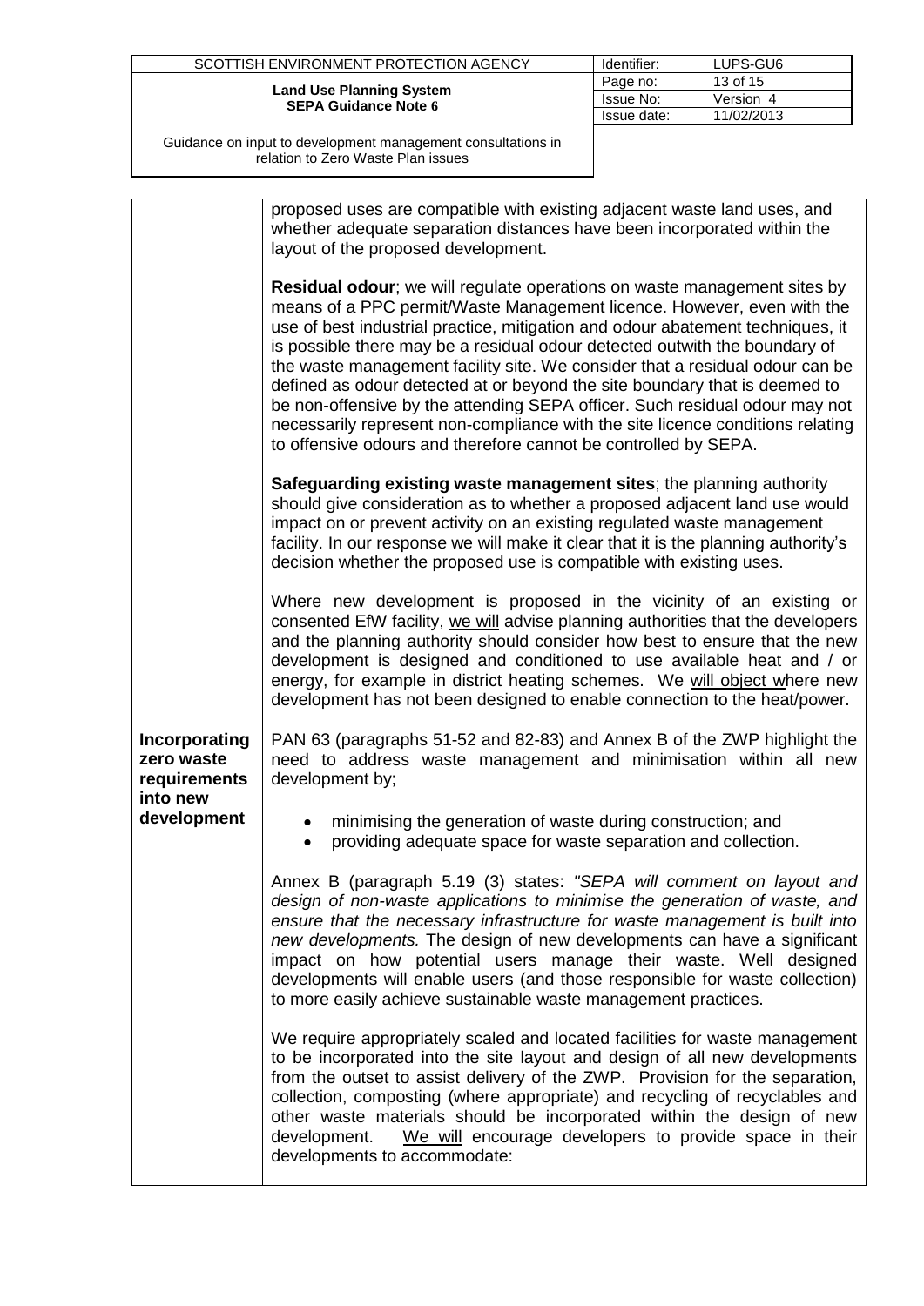| | |
|---|---|
| | proposed uses are compatible with existing adjacent waste land uses, and whether adequate separation distances have been incorporated within the layout of the proposed development.<br><br>**Residual odour**; we will regulate operations on waste management sites by means of a PPC permit/Waste Management licence. However, even with the use of best industrial practice, mitigation and odour abatement techniques, it is possible there may be a residual odour detected outwith the boundary of the waste management facility site. We consider that a residual odour can be defined as odour detected at or beyond the site boundary that is deemed to be non-offensive by the attending SEPA officer. Such residual odour may not necessarily represent non-compliance with the site licence conditions relating to offensive odours and therefore cannot be controlled by SEPA.<br><br>**Safeguarding existing waste management sites**; the planning authority should give consideration as to whether a proposed adjacent land use would impact on or prevent activity on an existing regulated waste management facility. In our response we will make it clear that it is the planning authority's decision whether the proposed use is compatible with existing uses.<br><br>Where new development is proposed in the vicinity of an existing or consented EfW facility, we will advise planning authorities that the developers and the planning authority should consider how best to ensure that the new development is designed and conditioned to use available heat and / or energy, for example in district heating schemes. We will object where new development has not been designed to enable connection to the heat/power. |
| **Incorporating zero waste requirements into new development** | PAN 63 (paragraphs 51-52 and 82-83) and Annex B of the ZWP highlight the need to address waste management and minimisation within all new development by;<br><br>• minimising the generation of waste during construction; and<br>• providing adequate space for waste separation and collection.<br><br>Annex B (paragraph 5.19 (3) states: *"SEPA will comment on layout and design of non-waste applications to minimise the generation of waste, and ensure that the necessary infrastructure for waste management is built into new developments.* The design of new developments can have a significant impact on how potential users manage their waste. Well designed developments will enable users (and those responsible for waste collection) to more easily achieve sustainable waste management practices.<br><br>We require appropriately scaled and located facilities for waste management to be incorporated into the site layout and design of all new developments from the outset to assist delivery of the ZWP. Provision for the separation, collection, composting (where appropriate) and recycling of recyclables and other waste materials should be incorporated within the design of new development. We will encourage developers to provide space in their developments to accommodate: |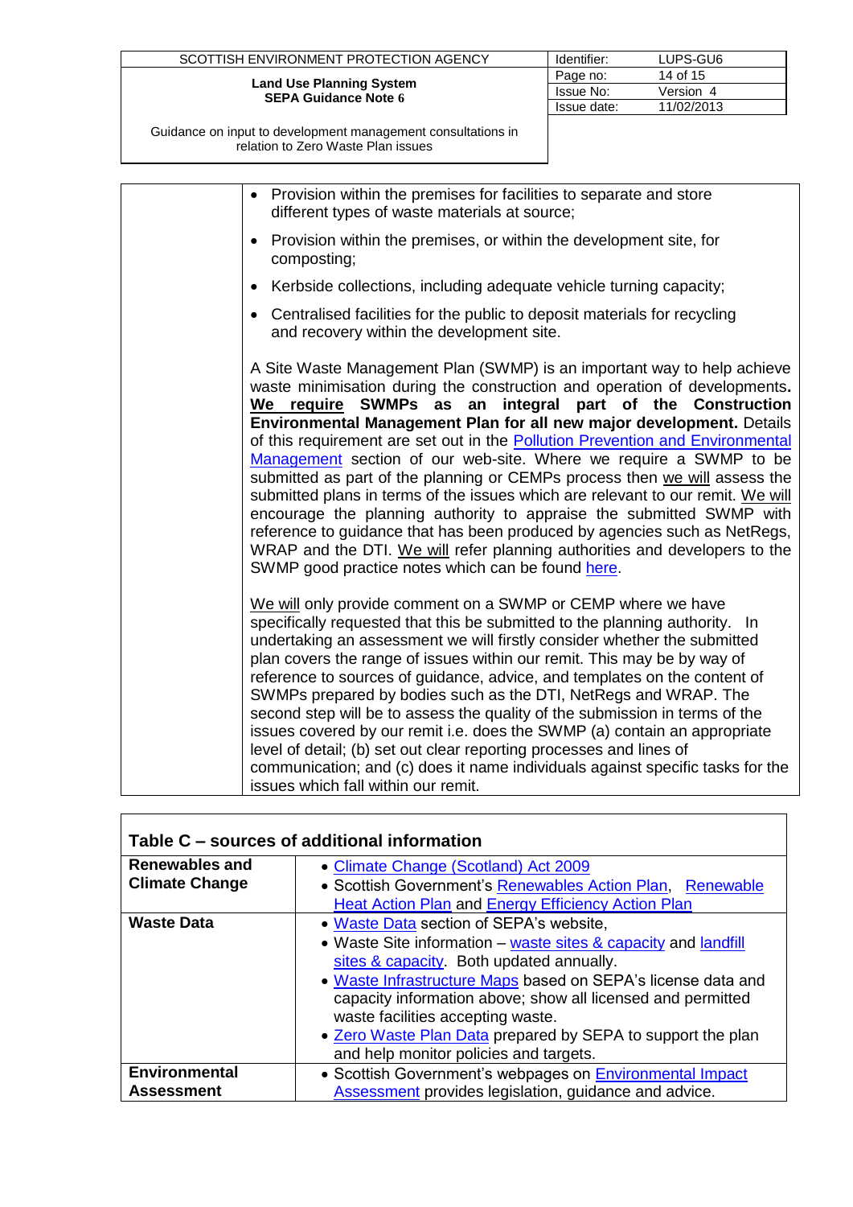| | |
|---|---|
| | • Provision within the premises for facilities to separate and store different types of waste materials at source;<br>• Provision within the premises, or within the development site, for composting;<br>• Kerbside collections, including adequate vehicle turning capacity;<br>• Centralised facilities for the public to deposit materials for recycling and recovery within the development site.<br><br>A Site Waste Management Plan (SWMP) is an important way to help achieve waste minimisation during the construction and operation of developments**.** **We require SWMPs as an integral part of the Construction Environmental Management Plan for all new major development.** Details of this requirement are set out in the Pollution Prevention and Environmental Management section of our web-site. Where we require a SWMP to be submitted as part of the planning or CEMPs process then we will assess the submitted plans in terms of the issues which are relevant to our remit. We will encourage the planning authority to appraise the submitted SWMP with reference to guidance that has been produced by agencies such as NetRegs, WRAP and the DTI. We will refer planning authorities and developers to the SWMP good practice notes which can be found here.<br><br>We will only provide comment on a SWMP or CEMP where we have specifically requested that this be submitted to the planning authority. In undertaking an assessment we will firstly consider whether the submitted plan covers the range of issues within our remit. This may be by way of reference to sources of guidance, advice, and templates on the content of SWMPs prepared by bodies such as the DTI, NetRegs and WRAP. The second step will be to assess the quality of the submission in terms of the issues covered by our remit i.e. does the SWMP (a) contain an appropriate level of detail; (b) set out clear reporting processes and lines of communication; and (c) does it name individuals against specific tasks for the issues which fall within our remit. |

| Table C – sources of additional information | |
|---|---|
| **Renewables and Climate Change** | • Climate Change (Scotland) Act 2009<br>• Scottish Government's Renewables Action Plan, Renewable Heat Action Plan and Energy Efficiency Action Plan |
| **Waste Data** | • Waste Data section of SEPA's website,<br>• Waste Site information – waste sites & capacity and landfill sites & capacity. Both updated annually.<br>• Waste Infrastructure Maps based on SEPA's license data and capacity information above; show all licensed and permitted waste facilities accepting waste.<br>• Zero Waste Plan Data prepared by SEPA to support the plan and help monitor policies and targets. |
| **Environmental Assessment** | • Scottish Government's webpages on Environmental Impact Assessment provides legislation, guidance and advice. |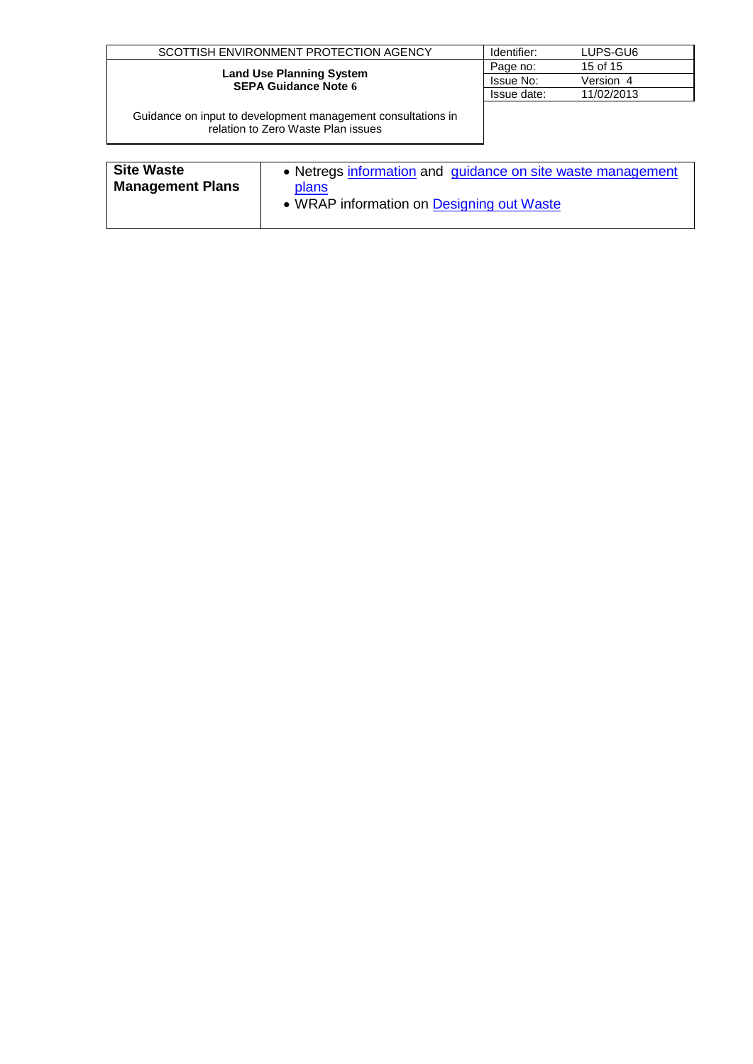| | |
|---|---|
| **Site Waste Management Plans** | • Netregs information and guidance on site waste management plans<br>• WRAP information on Designing out Waste |